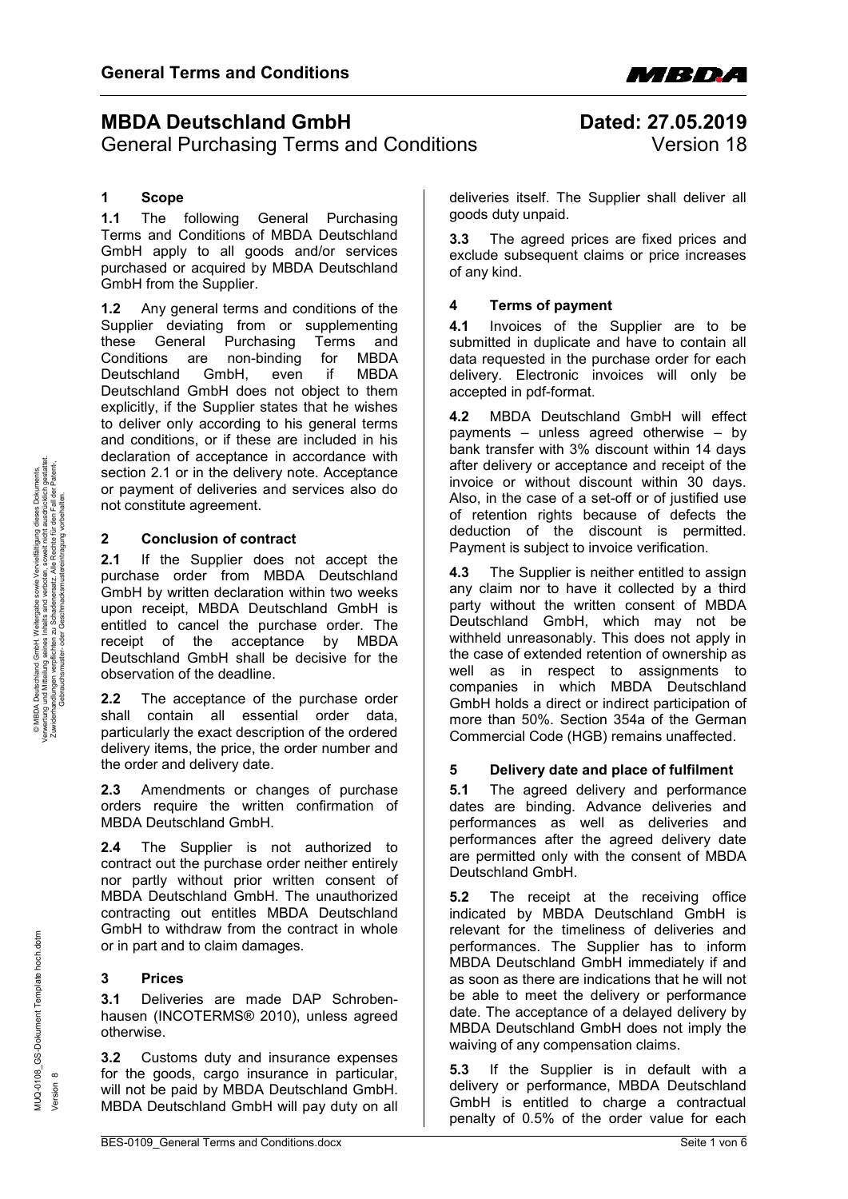# MBDA Deutschland GmbH

General Purchasing Terms and Conditions

**Dated: 27.05.2019**
Version 18

## 1 Scope

**1.1** The following General Purchasing Terms and Conditions of MBDA Deutschland GmbH apply to all goods and/or services purchased or acquired by MBDA Deutschland GmbH from the Supplier.

**1.2** Any general terms and conditions of the Supplier deviating from or supplementing these General Purchasing Terms and Conditions are non-binding for MBDA Deutschland GmbH, even if MBDA Deutschland GmbH does not object to them explicitly, if the Supplier states that he wishes to deliver only according to his general terms and conditions, or if these are included in his declaration of acceptance in accordance with section 2.1 or in the delivery note. Acceptance or payment of deliveries and services also do not constitute agreement.

## 2 Conclusion of contract

**2.1** If the Supplier does not accept the purchase order from MBDA Deutschland GmbH by written declaration within two weeks upon receipt, MBDA Deutschland GmbH is entitled to cancel the purchase order. The receipt of the acceptance by MBDA Deutschland GmbH shall be decisive for the observation of the deadline.

**2.2** The acceptance of the purchase order shall contain all essential order data, particularly the exact description of the ordered delivery items, the price, the order number and the order and delivery date.

**2.3** Amendments or changes of purchase orders require the written confirmation of MBDA Deutschland GmbH.

**2.4** The Supplier is not authorized to contract out the purchase order neither entirely nor partly without prior written consent of MBDA Deutschland GmbH. The unauthorized contracting out entitles MBDA Deutschland GmbH to withdraw from the contract in whole or in part and to claim damages.

## 3 Prices

**3.1** Deliveries are made DAP Schrobenhausen (INCOTERMS® 2010), unless agreed otherwise.

**3.2** Customs duty and insurance expenses for the goods, cargo insurance in particular, will not be paid by MBDA Deutschland GmbH. MBDA Deutschland GmbH will pay duty on all deliveries itself. The Supplier shall deliver all goods duty unpaid.

**3.3** The agreed prices are fixed prices and exclude subsequent claims or price increases of any kind.

## 4 Terms of payment

**4.1** Invoices of the Supplier are to be submitted in duplicate and have to contain all data requested in the purchase order for each delivery. Electronic invoices will only be accepted in pdf-format.

**4.2** MBDA Deutschland GmbH will effect payments – unless agreed otherwise – by bank transfer with 3% discount within 14 days after delivery or acceptance and receipt of the invoice or without discount within 30 days. Also, in the case of a set-off or of justified use of retention rights because of defects the deduction of the discount is permitted. Payment is subject to invoice verification.

**4.3** The Supplier is neither entitled to assign any claim nor to have it collected by a third party without the written consent of MBDA Deutschland GmbH, which may not be withheld unreasonably. This does not apply in the case of extended retention of ownership as well as in respect to assignments to companies in which MBDA Deutschland GmbH holds a direct or indirect participation of more than 50%. Section 354a of the German Commercial Code (HGB) remains unaffected.

## 5 Delivery date and place of fulfilment

**5.1** The agreed delivery and performance dates are binding. Advance deliveries and performances as well as deliveries and performances after the agreed delivery date are permitted only with the consent of MBDA Deutschland GmbH.

**5.2** The receipt at the receiving office indicated by MBDA Deutschland GmbH is relevant for the timeliness of deliveries and performances. The Supplier has to inform MBDA Deutschland GmbH immediately if and as soon as there are indications that he will not be able to meet the delivery or performance date. The acceptance of a delayed delivery by MBDA Deutschland GmbH does not imply the waiving of any compensation claims.

**5.3** If the Supplier is in default with a delivery or performance, MBDA Deutschland GmbH is entitled to charge a contractual penalty of 0.5% of the order value for each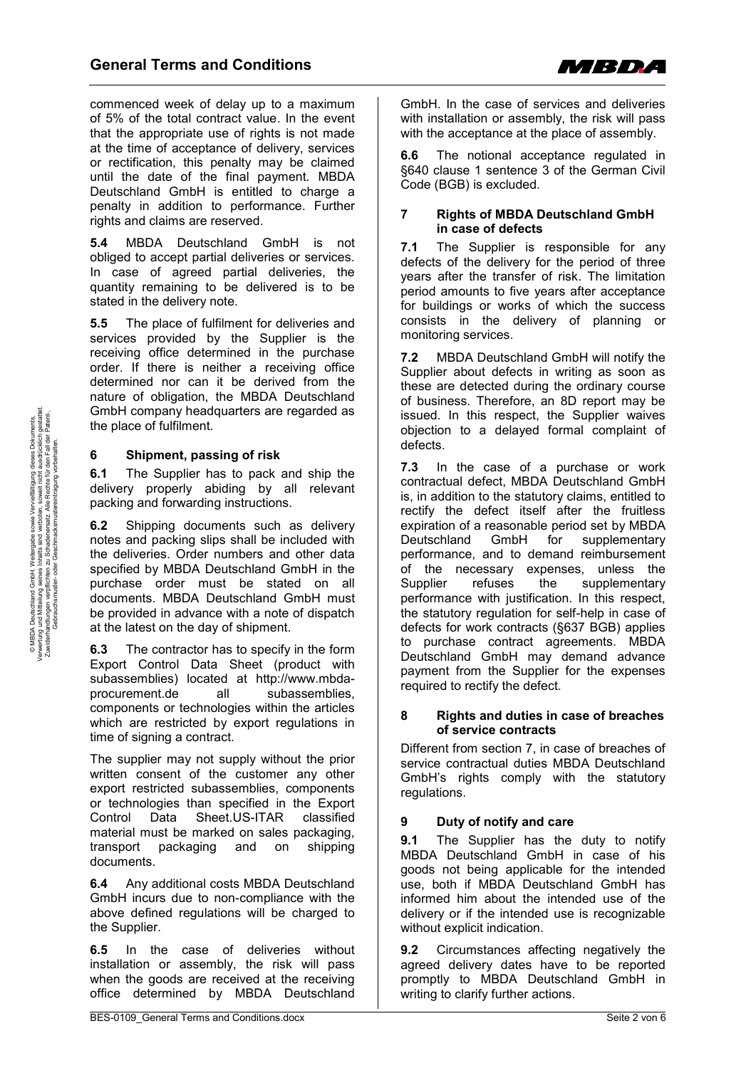commenced week of delay up to a maximum of 5% of the total contract value. In the event that the appropriate use of rights is not made at the time of acceptance of delivery, services or rectification, this penalty may be claimed until the date of the final payment. MBDA Deutschland GmbH is entitled to charge a penalty in addition to performance. Further rights and claims are reserved.

**5.4** MBDA Deutschland GmbH is not obliged to accept partial deliveries or services. In case of agreed partial deliveries, the quantity remaining to be delivered is to be stated in the delivery note.

**5.5** The place of fulfilment for deliveries and services provided by the Supplier is the receiving office determined in the purchase order. If there is neither a receiving office determined nor can it be derived from the nature of obligation, the MBDA Deutschland GmbH company headquarters are regarded as the place of fulfilment.

## 6 Shipment, passing of risk

**6.1** The Supplier has to pack and ship the delivery properly abiding by all relevant packing and forwarding instructions.

**6.2** Shipping documents such as delivery notes and packing slips shall be included with the deliveries. Order numbers and other data specified by MBDA Deutschland GmbH in the purchase order must be stated on all documents. MBDA Deutschland GmbH must be provided in advance with a note of dispatch at the latest on the day of shipment.

**6.3** The contractor has to specify in the form Export Control Data Sheet (product with subassemblies) located at http://www.mbda-procurement.de all subassemblies, components or technologies within the articles which are restricted by export regulations in time of signing a contract.

The supplier may not supply without the prior written consent of the customer any other export restricted subassemblies, components or technologies than specified in the Export Control Data Sheet.US-ITAR classified material must be marked on sales packaging, transport packaging and on shipping documents.

**6.4** Any additional costs MBDA Deutschland GmbH incurs due to non-compliance with the above defined regulations will be charged to the Supplier.

**6.5** In the case of deliveries without installation or assembly, the risk will pass when the goods are received at the receiving office determined by MBDA Deutschland GmbH. In the case of services and deliveries with installation or assembly, the risk will pass with the acceptance at the place of assembly.

**6.6** The notional acceptance regulated in §640 clause 1 sentence 3 of the German Civil Code (BGB) is excluded.

## 7 Rights of MBDA Deutschland GmbH in case of defects

**7.1** The Supplier is responsible for any defects of the delivery for the period of three years after the transfer of risk. The limitation period amounts to five years after acceptance for buildings or works of which the success consists in the delivery of planning or monitoring services.

**7.2** MBDA Deutschland GmbH will notify the Supplier about defects in writing as soon as these are detected during the ordinary course of business. Therefore, an 8D report may be issued. In this respect, the Supplier waives objection to a delayed formal complaint of defects.

**7.3** In the case of a purchase or work contractual defect, MBDA Deutschland GmbH is, in addition to the statutory claims, entitled to rectify the defect itself after the fruitless expiration of a reasonable period set by MBDA Deutschland GmbH for supplementary performance, and to demand reimbursement of the necessary expenses, unless the Supplier refuses the supplementary performance with justification. In this respect, the statutory regulation for self-help in case of defects for work contracts (§637 BGB) applies to purchase contract agreements. MBDA Deutschland GmbH may demand advance payment from the Supplier for the expenses required to rectify the defect.

## 8 Rights and duties in case of breaches of service contracts

Different from section 7, in case of breaches of service contractual duties MBDA Deutschland GmbH's rights comply with the statutory regulations.

## 9 Duty of notify and care

**9.1** The Supplier has the duty to notify MBDA Deutschland GmbH in case of his goods not being applicable for the intended use, both if MBDA Deutschland GmbH has informed him about the intended use of the delivery or if the intended use is recognizable without explicit indication.

**9.2** Circumstances affecting negatively the agreed delivery dates have to be reported promptly to MBDA Deutschland GmbH in writing to clarify further actions.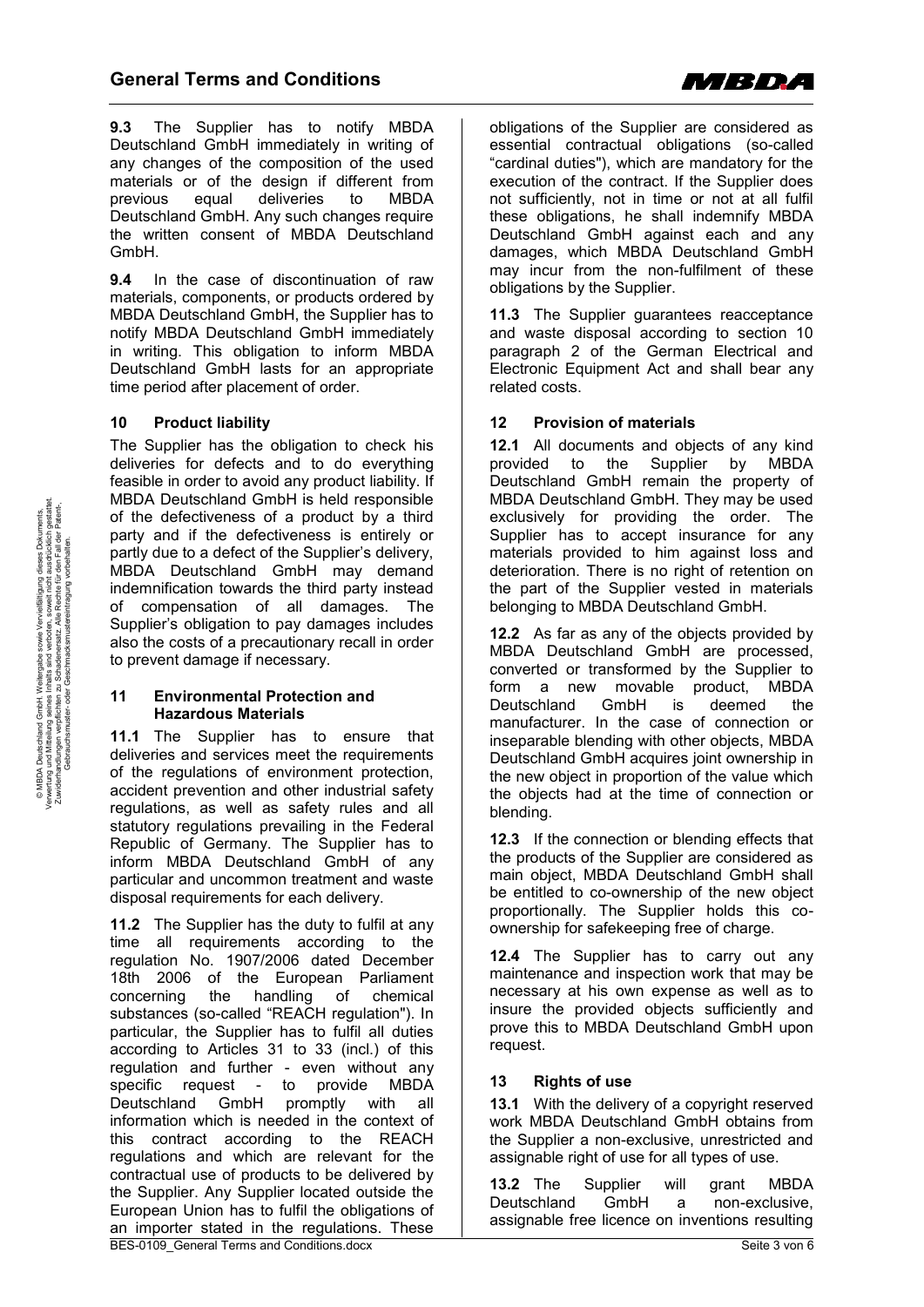**9.3** The Supplier has to notify MBDA Deutschland GmbH immediately in writing of any changes of the composition of the used materials or of the design if different from previous equal deliveries to MBDA Deutschland GmbH. Any such changes require the written consent of MBDA Deutschland GmbH.

**9.4** In the case of discontinuation of raw materials, components, or products ordered by MBDA Deutschland GmbH, the Supplier has to notify MBDA Deutschland GmbH immediately in writing. This obligation to inform MBDA Deutschland GmbH lasts for an appropriate time period after placement of order.

## 10 Product liability

The Supplier has the obligation to check his deliveries for defects and to do everything feasible in order to avoid any product liability. If MBDA Deutschland GmbH is held responsible of the defectiveness of a product by a third party and if the defectiveness is entirely or partly due to a defect of the Supplier's delivery, MBDA Deutschland GmbH may demand indemnification towards the third party instead of compensation of all damages. The Supplier's obligation to pay damages includes also the costs of a precautionary recall in order to prevent damage if necessary.

## 11 Environmental Protection and Hazardous Materials

**11.1** The Supplier has to ensure that deliveries and services meet the requirements of the regulations of environment protection, accident prevention and other industrial safety regulations, as well as safety rules and all statutory regulations prevailing in the Federal Republic of Germany. The Supplier has to inform MBDA Deutschland GmbH of any particular and uncommon treatment and waste disposal requirements for each delivery.

**11.2** The Supplier has the duty to fulfil at any time all requirements according to the regulation No. 1907/2006 dated December 18th 2006 of the European Parliament concerning the handling of chemical substances (so-called "REACH regulation"). In particular, the Supplier has to fulfil all duties according to Articles 31 to 33 (incl.) of this regulation and further - even without any specific request - to provide MBDA Deutschland GmbH promptly with all information which is needed in the context of this contract according to the REACH regulations and which are relevant for the contractual use of products to be delivered by the Supplier. Any Supplier located outside the European Union has to fulfil the obligations of an importer stated in the regulations. These obligations of the Supplier are considered as essential contractual obligations (so-called "cardinal duties"), which are mandatory for the execution of the contract. If the Supplier does not sufficiently, not in time or not at all fulfil these obligations, he shall indemnify MBDA Deutschland GmbH against each and any damages, which MBDA Deutschland GmbH may incur from the non-fulfilment of these obligations by the Supplier.

**11.3** The Supplier guarantees reacceptance and waste disposal according to section 10 paragraph 2 of the German Electrical and Electronic Equipment Act and shall bear any related costs.

## 12 Provision of materials

**12.1** All documents and objects of any kind provided to the Supplier by MBDA Deutschland GmbH remain the property of MBDA Deutschland GmbH. They may be used exclusively for providing the order. The Supplier has to accept insurance for any materials provided to him against loss and deterioration. There is no right of retention on the part of the Supplier vested in materials belonging to MBDA Deutschland GmbH.

**12.2** As far as any of the objects provided by MBDA Deutschland GmbH are processed, converted or transformed by the Supplier to form a new movable product, MBDA Deutschland GmbH is deemed the manufacturer. In the case of connection or inseparable blending with other objects, MBDA Deutschland GmbH acquires joint ownership in the new object in proportion of the value which the objects had at the time of connection or blending.

**12.3** If the connection or blending effects that the products of the Supplier are considered as main object, MBDA Deutschland GmbH shall be entitled to co-ownership of the new object proportionally. The Supplier holds this co-ownership for safekeeping free of charge.

**12.4** The Supplier has to carry out any maintenance and inspection work that may be necessary at his own expense as well as to insure the provided objects sufficiently and prove this to MBDA Deutschland GmbH upon request.

## 13 Rights of use

**13.1** With the delivery of a copyright reserved work MBDA Deutschland GmbH obtains from the Supplier a non-exclusive, unrestricted and assignable right of use for all types of use.

**13.2** The Supplier will grant MBDA Deutschland GmbH a non-exclusive, assignable free licence on inventions resulting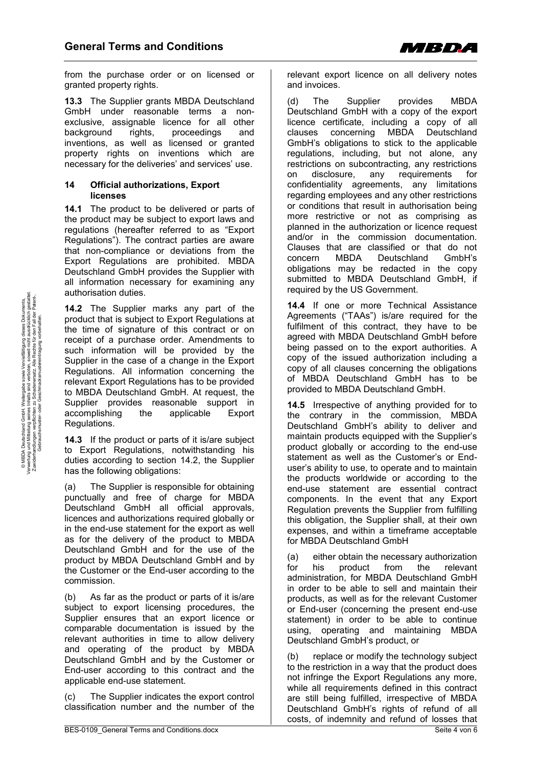from the purchase order or on licensed or granted property rights.

**13.3** The Supplier grants MBDA Deutschland GmbH under reasonable terms a non-exclusive, assignable licence for all other background rights, proceedings and inventions, as well as licensed or granted property rights on inventions which are necessary for the deliveries' and services' use.

## 14 Official authorizations, Export licenses

**14.1** The product to be delivered or parts of the product may be subject to export laws and regulations (hereafter referred to as "Export Regulations"). The contract parties are aware that non-compliance or deviations from the Export Regulations are prohibited. MBDA Deutschland GmbH provides the Supplier with all information necessary for examining any authorisation duties.

**14.2** The Supplier marks any part of the product that is subject to Export Regulations at the time of signature of this contract or on receipt of a purchase order. Amendments to such information will be provided by the Supplier in the case of a change in the Export Regulations. All information concerning the relevant Export Regulations has to be provided to MBDA Deutschland GmbH. At request, the Supplier provides reasonable support in accomplishing the applicable Export Regulations.

**14.3** If the product or parts of it is/are subject to Export Regulations, notwithstanding his duties according to section 14.2, the Supplier has the following obligations:

(a) The Supplier is responsible for obtaining punctually and free of charge for MBDA Deutschland GmbH all official approvals, licences and authorizations required globally or in the end-use statement for the export as well as for the delivery of the product to MBDA Deutschland GmbH and for the use of the product by MBDA Deutschland GmbH and by the Customer or the End-user according to the commission.

(b) As far as the product or parts of it is/are subject to export licensing procedures, the Supplier ensures that an export licence or comparable documentation is issued by the relevant authorities in time to allow delivery and operating of the product by MBDA Deutschland GmbH and by the Customer or End-user according to this contract and the applicable end-use statement.

(c) The Supplier indicates the export control classification number and the number of the relevant export licence on all delivery notes and invoices.

(d) The Supplier provides MBDA Deutschland GmbH with a copy of the export licence certificate, including a copy of all clauses concerning MBDA Deutschland GmbH's obligations to stick to the applicable regulations, including, but not alone, any restrictions on subcontracting, any restrictions on disclosure, any requirements for confidentiality agreements, any limitations regarding employees and any other restrictions or conditions that result in authorisation being more restrictive or not as comprising as planned in the authorization or licence request and/or in the commission documentation. Clauses that are classified or that do not concern MBDA Deutschland GmbH's obligations may be redacted in the copy submitted to MBDA Deutschland GmbH, if required by the US Government.

**14.4** If one or more Technical Assistance Agreements ("TAAs") is/are required for the fulfilment of this contract, they have to be agreed with MBDA Deutschland GmbH before being passed on to the export authorities. A copy of the issued authorization including a copy of all clauses concerning the obligations of MBDA Deutschland GmbH has to be provided to MBDA Deutschland GmbH.

**14.5** Irrespective of anything provided for to the contrary in the commission, MBDA Deutschland GmbH's ability to deliver and maintain products equipped with the Supplier's product globally or according to the end-use statement as well as the Customer's or End-user's ability to use, to operate and to maintain the products worldwide or according to the end-use statement are essential contract components. In the event that any Export Regulation prevents the Supplier from fulfilling this obligation, the Supplier shall, at their own expenses, and within a timeframe acceptable for MBDA Deutschland GmbH

(a) either obtain the necessary authorization for his product from the relevant administration, for MBDA Deutschland GmbH in order to be able to sell and maintain their products, as well as for the relevant Customer or End-user (concerning the present end-use statement) in order to be able to continue using, operating and maintaining MBDA Deutschland GmbH's product, or

(b) replace or modify the technology subject to the restriction in a way that the product does not infringe the Export Regulations any more, while all requirements defined in this contract are still being fulfilled, irrespective of MBDA Deutschland GmbH's rights of refund of all costs, of indemnity and refund of losses that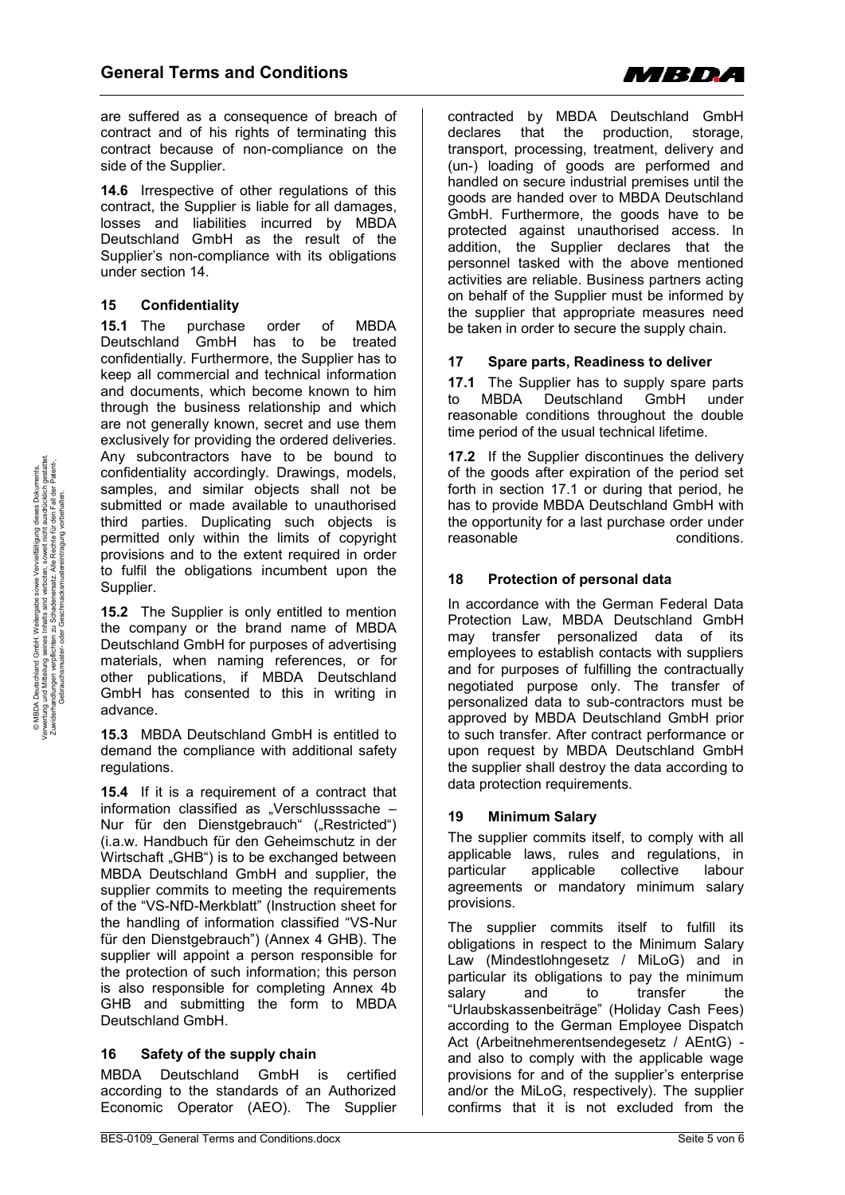are suffered as a consequence of breach of contract and of his rights of terminating this contract because of non-compliance on the side of the Supplier.

**14.6** Irrespective of other regulations of this contract, the Supplier is liable for all damages, losses and liabilities incurred by MBDA Deutschland GmbH as the result of the Supplier's non-compliance with its obligations under section 14.

## 15 Confidentiality

**15.1** The purchase order of MBDA Deutschland GmbH has to be treated confidentially. Furthermore, the Supplier has to keep all commercial and technical information and documents, which become known to him through the business relationship and which are not generally known, secret and use them exclusively for providing the ordered deliveries. Any subcontractors have to be bound to confidentiality accordingly. Drawings, models, samples, and similar objects shall not be submitted or made available to unauthorised third parties. Duplicating such objects is permitted only within the limits of copyright provisions and to the extent required in order to fulfil the obligations incumbent upon the Supplier.

**15.2** The Supplier is only entitled to mention the company or the brand name of MBDA Deutschland GmbH for purposes of advertising materials, when naming references, or for other publications, if MBDA Deutschland GmbH has consented to this in writing in advance.

**15.3** MBDA Deutschland GmbH is entitled to demand the compliance with additional safety regulations.

**15.4** If it is a requirement of a contract that information classified as „Verschlusssache – Nur für den Dienstgebrauch" („Restricted") (i.a.w. Handbuch für den Geheimschutz in der Wirtschaft „GHB") is to be exchanged between MBDA Deutschland GmbH and supplier, the supplier commits to meeting the requirements of the "VS-NfD-Merkblatt" (Instruction sheet for the handling of information classified "VS-Nur für den Dienstgebrauch") (Annex 4 GHB). The supplier will appoint a person responsible for the protection of such information; this person is also responsible for completing Annex 4b GHB and submitting the form to MBDA Deutschland GmbH.

## 16 Safety of the supply chain

MBDA Deutschland GmbH is certified according to the standards of an Authorized Economic Operator (AEO). The Supplier contracted by MBDA Deutschland GmbH declares that the production, storage, transport, processing, treatment, delivery and (un-) loading of goods are performed and handled on secure industrial premises until the goods are handed over to MBDA Deutschland GmbH. Furthermore, the goods have to be protected against unauthorised access. In addition, the Supplier declares that the personnel tasked with the above mentioned activities are reliable. Business partners acting on behalf of the Supplier must be informed by the supplier that appropriate measures need be taken in order to secure the supply chain.

## 17 Spare parts, Readiness to deliver

**17.1** The Supplier has to supply spare parts to MBDA Deutschland GmbH under reasonable conditions throughout the double time period of the usual technical lifetime.

**17.2** If the Supplier discontinues the delivery of the goods after expiration of the period set forth in section 17.1 or during that period, he has to provide MBDA Deutschland GmbH with the opportunity for a last purchase order under reasonable conditions.

## 18 Protection of personal data

In accordance with the German Federal Data Protection Law, MBDA Deutschland GmbH may transfer personalized data of its employees to establish contacts with suppliers and for purposes of fulfilling the contractually negotiated purpose only. The transfer of personalized data to sub-contractors must be approved by MBDA Deutschland GmbH prior to such transfer. After contract performance or upon request by MBDA Deutschland GmbH the supplier shall destroy the data according to data protection requirements.

## 19 Minimum Salary

The supplier commits itself, to comply with all applicable laws, rules and regulations, in particular applicable collective labour agreements or mandatory minimum salary provisions.

The supplier commits itself to fulfill its obligations in respect to the Minimum Salary Law (Mindestlohngesetz / MiLoG) and in particular its obligations to pay the minimum salary and to transfer the "Urlaubskassenbeiträge" (Holiday Cash Fees) according to the German Employee Dispatch Act (Arbeitnehmerentsendegesetz / AEntG) - and also to comply with the applicable wage provisions for and of the supplier's enterprise and/or the MiLoG, respectively). The supplier confirms that it is not excluded from the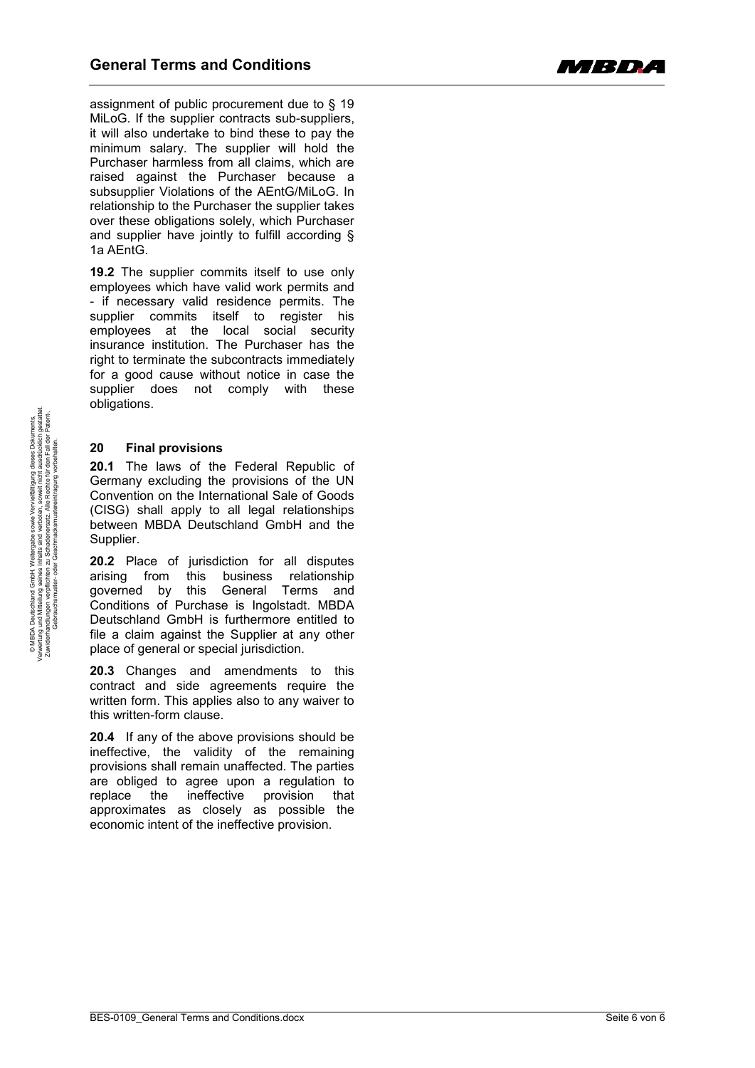assignment of public procurement due to § 19 MiLoG. If the supplier contracts sub-suppliers, it will also undertake to bind these to pay the minimum salary. The supplier will hold the Purchaser harmless from all claims, which are raised against the Purchaser because a subsupplier Violations of the AEntG/MiLoG. In relationship to the Purchaser the supplier takes over these obligations solely, which Purchaser and supplier have jointly to fulfill according § 1a AEntG.

**19.2** The supplier commits itself to use only employees which have valid work permits and - if necessary valid residence permits. The supplier commits itself to register his employees at the local social security insurance institution. The Purchaser has the right to terminate the subcontracts immediately for a good cause without notice in case the supplier does not comply with these obligations.

## 20 Final provisions

**20.1** The laws of the Federal Republic of Germany excluding the provisions of the UN Convention on the International Sale of Goods (CISG) shall apply to all legal relationships between MBDA Deutschland GmbH and the Supplier.

**20.2** Place of jurisdiction for all disputes arising from this business relationship governed by this General Terms and Conditions of Purchase is Ingolstadt. MBDA Deutschland GmbH is furthermore entitled to file a claim against the Supplier at any other place of general or special jurisdiction.

**20.3** Changes and amendments to this contract and side agreements require the written form. This applies also to any waiver to this written-form clause.

**20.4** If any of the above provisions should be ineffective, the validity of the remaining provisions shall remain unaffected. The parties are obliged to agree upon a regulation to replace the ineffective provision that approximates as closely as possible the economic intent of the ineffective provision.

© MBDA Deutschland GmbH. Weitergabe sowie Vervielfältigung dieses Dokuments, Verwertung und Mitteilung seines Inhalts sind verboten, soweit nicht ausdrücklich gestattet. Zuwiderhandlungen verpflichten zu Schadenersatz. Alle Rechte für den Fall der Patent-, Gebrauchsmuster- oder Geschmacksmustereintragung vorbehalten.